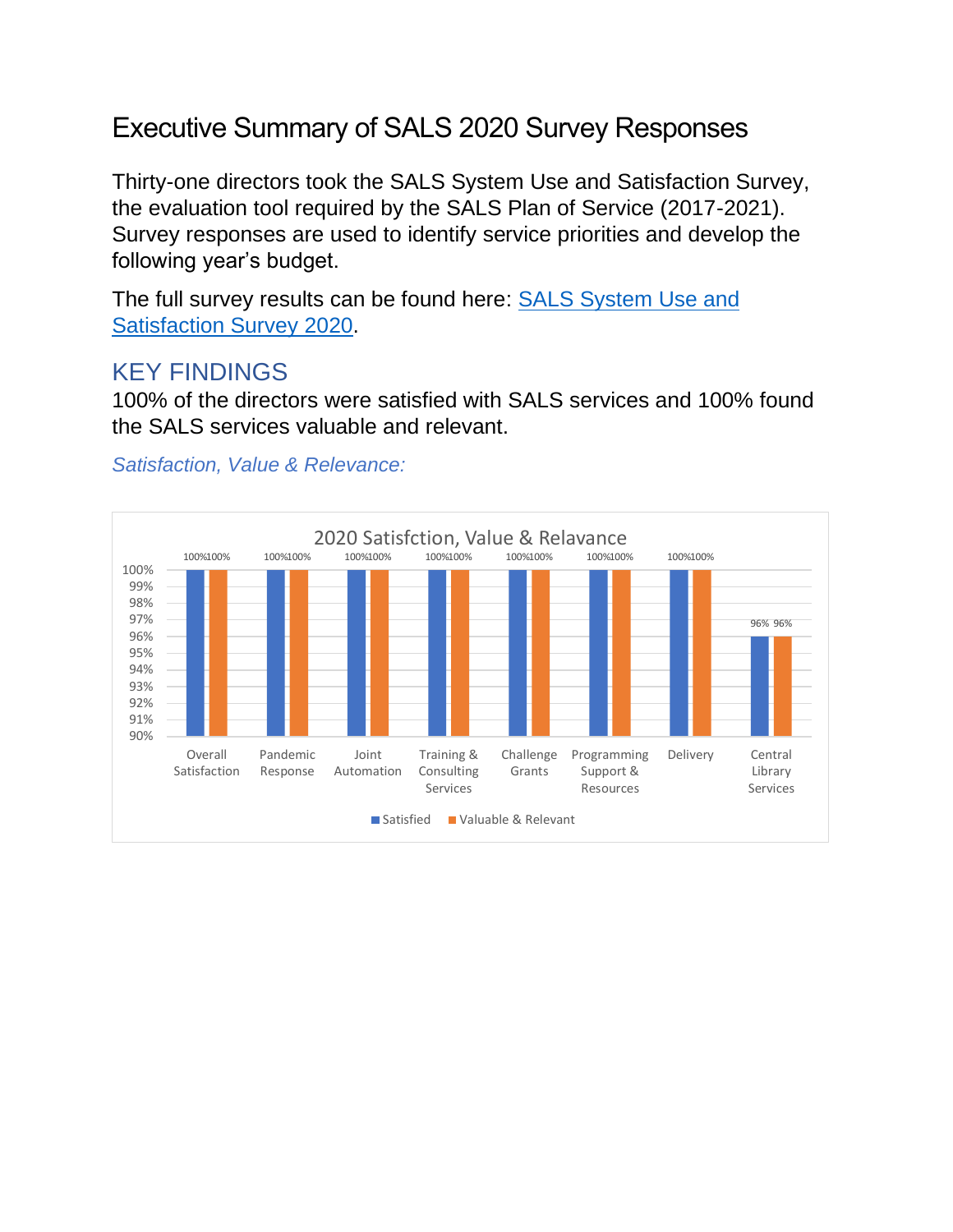# Executive Summary of SALS 2020 Survey Responses

Thirty-one directors took the SALS System Use and Satisfaction Survey, the evaluation tool required by the SALS Plan of Service (2017-2021). Survey responses are used to identify service priorities and develop the following year's budget.

The full survey results can be found here: [SALS System Use and Satisfaction Survey 2020](#).

## KEY FINDINGS

100% of the directors were satisfied with SALS services and 100% found the SALS services valuable and relevant.

*Satisfaction, Value & Relevance:*

2020 Satisfction, Value & Relavance

| | Satisfied | Valuable & Relevant |
|---|---|---|
| Overall Satisfaction | 100% | 100% |
| Pandemic Response | 100% | 100% |
| Joint Automation | 100% | 100% |
| Training & Consulting Services | 100% | 100% |
| Challenge Grants | 100% | 100% |
| Programming Support & Resources | 100% | 100% |
| Delivery | 100% | 100% |
| Central Library Services | 96% | 96% |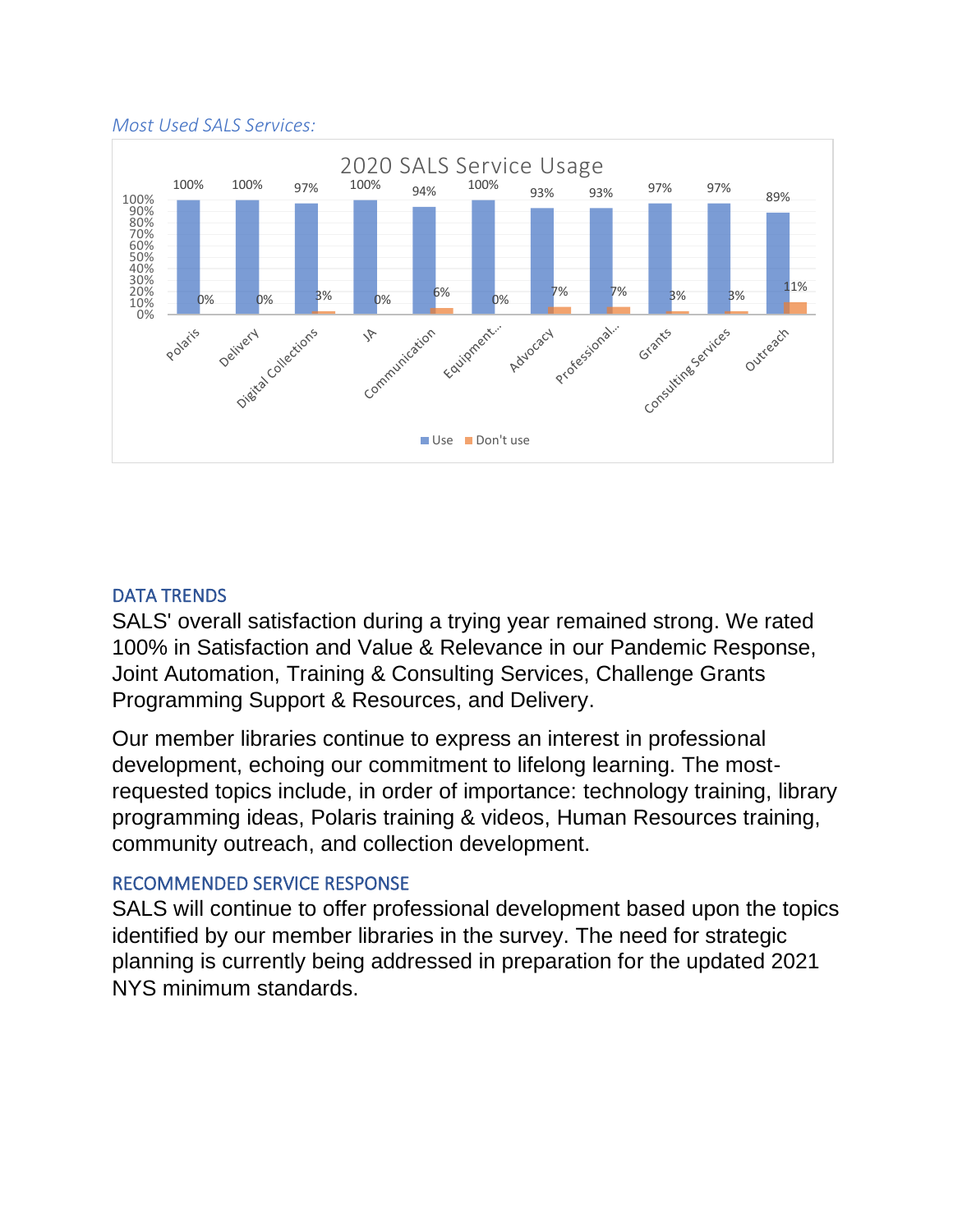*Most Used SALS Services:*

2020 SALS Service Usage

100% 100% 97% 100% 94% 100% 93% 93% 97% 97% 89%

0% 0% 3% 0% 6% 0% 7% 7% 3% 3% 11%

100%
90%
80%
70%
60%
50%
40%
30%
20%
10%
0%

Polaris
Delivery
Digital Collections
JA
Communication
Equipment...
Advocacy
Professional...
Grants
Consulting Services
Outreach

Use
Don't use

## DATA TRENDS

SALS' overall satisfaction during a trying year remained strong. We rated 100% in Satisfaction and Value & Relevance in our Pandemic Response, Joint Automation, Training & Consulting Services, Challenge Grants Programming Support & Resources, and Delivery.

Our member libraries continue to express an interest in professional development, echoing our commitment to lifelong learning. The most-requested topics include, in order of importance: technology training, library programming ideas, Polaris training & videos, Human Resources training, community outreach, and collection development.

## RECOMMENDED SERVICE RESPONSE

SALS will continue to offer professional development based upon the topics identified by our member libraries in the survey. The need for strategic planning is currently being addressed in preparation for the updated 2021 NYS minimum standards.